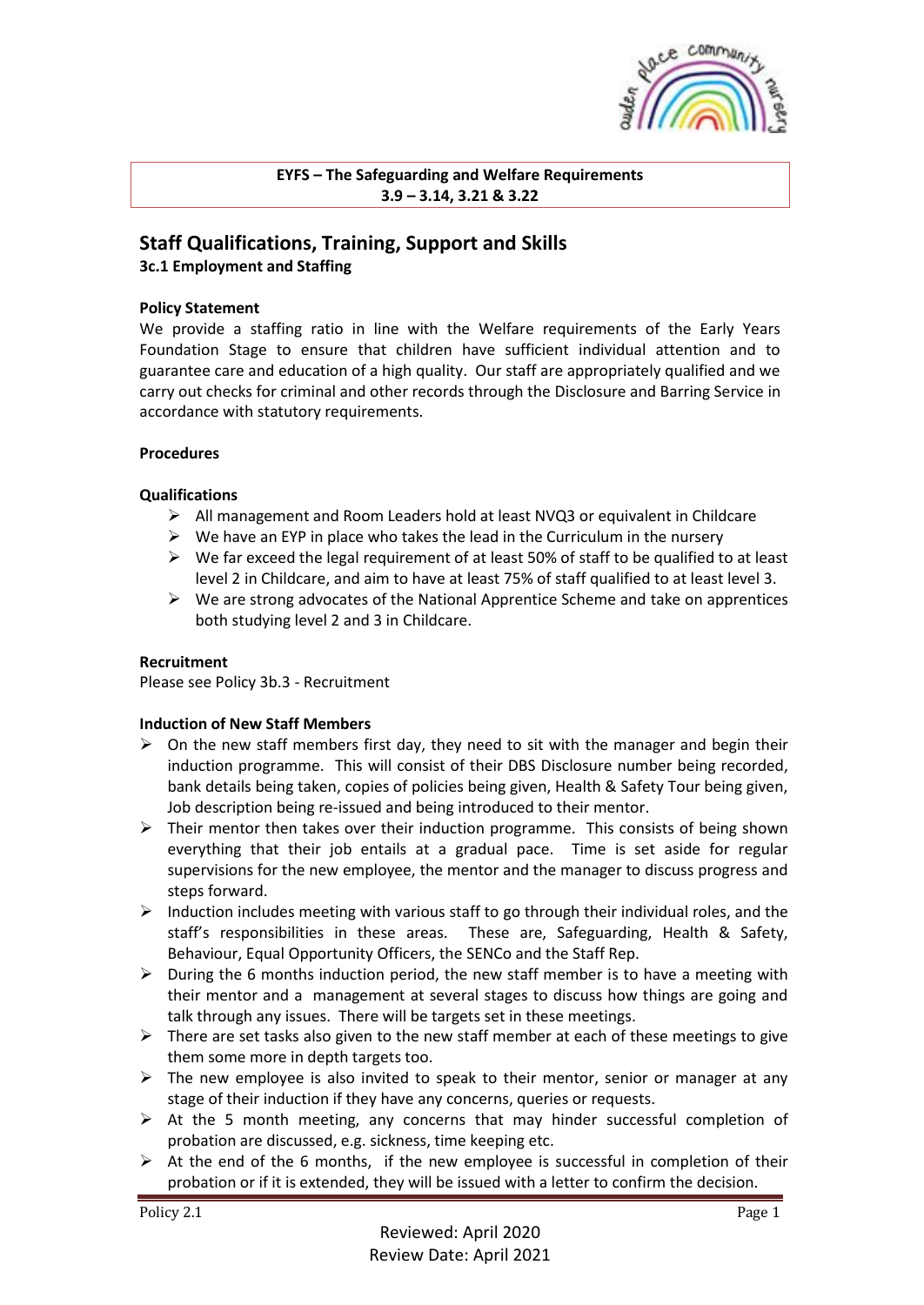**EYFS – The Safeguarding and Welfare Requirements**
**3.9 – 3.14, 3.21 & 3.22**

## Staff Qualifications, Training, Support and Skills

**3c.1 Employment and Staffing**

**Policy Statement**

We provide a staffing ratio in line with the Welfare requirements of the Early Years Foundation Stage to ensure that children have sufficient individual attention and to guarantee care and education of a high quality. Our staff are appropriately qualified and we carry out checks for criminal and other records through the Disclosure and Barring Service in accordance with statutory requirements.

**Procedures**

**Qualifications**

- All management and Room Leaders hold at least NVQ3 or equivalent in Childcare
- We have an EYP in place who takes the lead in the Curriculum in the nursery
- We far exceed the legal requirement of at least 50% of staff to be qualified to at least level 2 in Childcare, and aim to have at least 75% of staff qualified to at least level 3.
- We are strong advocates of the National Apprentice Scheme and take on apprentices both studying level 2 and 3 in Childcare.

**Recruitment**

Please see Policy 3b.3 - Recruitment

**Induction of New Staff Members**

- On the new staff members first day, they need to sit with the manager and begin their induction programme. This will consist of their DBS Disclosure number being recorded, bank details being taken, copies of policies being given, Health & Safety Tour being given, Job description being re-issued and being introduced to their mentor.
- Their mentor then takes over their induction programme. This consists of being shown everything that their job entails at a gradual pace. Time is set aside for regular supervisions for the new employee, the mentor and the manager to discuss progress and steps forward.
- Induction includes meeting with various staff to go through their individual roles, and the staff's responsibilities in these areas. These are, Safeguarding, Health & Safety, Behaviour, Equal Opportunity Officers, the SENCo and the Staff Rep.
- During the 6 months induction period, the new staff member is to have a meeting with their mentor and a management at several stages to discuss how things are going and talk through any issues. There will be targets set in these meetings.
- There are set tasks also given to the new staff member at each of these meetings to give them some more in depth targets too.
- The new employee is also invited to speak to their mentor, senior or manager at any stage of their induction if they have any concerns, queries or requests.
- At the 5 month meeting, any concerns that may hinder successful completion of probation are discussed, e.g. sickness, time keeping etc.
- At the end of the 6 months, if the new employee is successful in completion of their probation or if it is extended, they will be issued with a letter to confirm the decision.

Policy 2.1

Reviewed: April 2020
Review Date: April 2021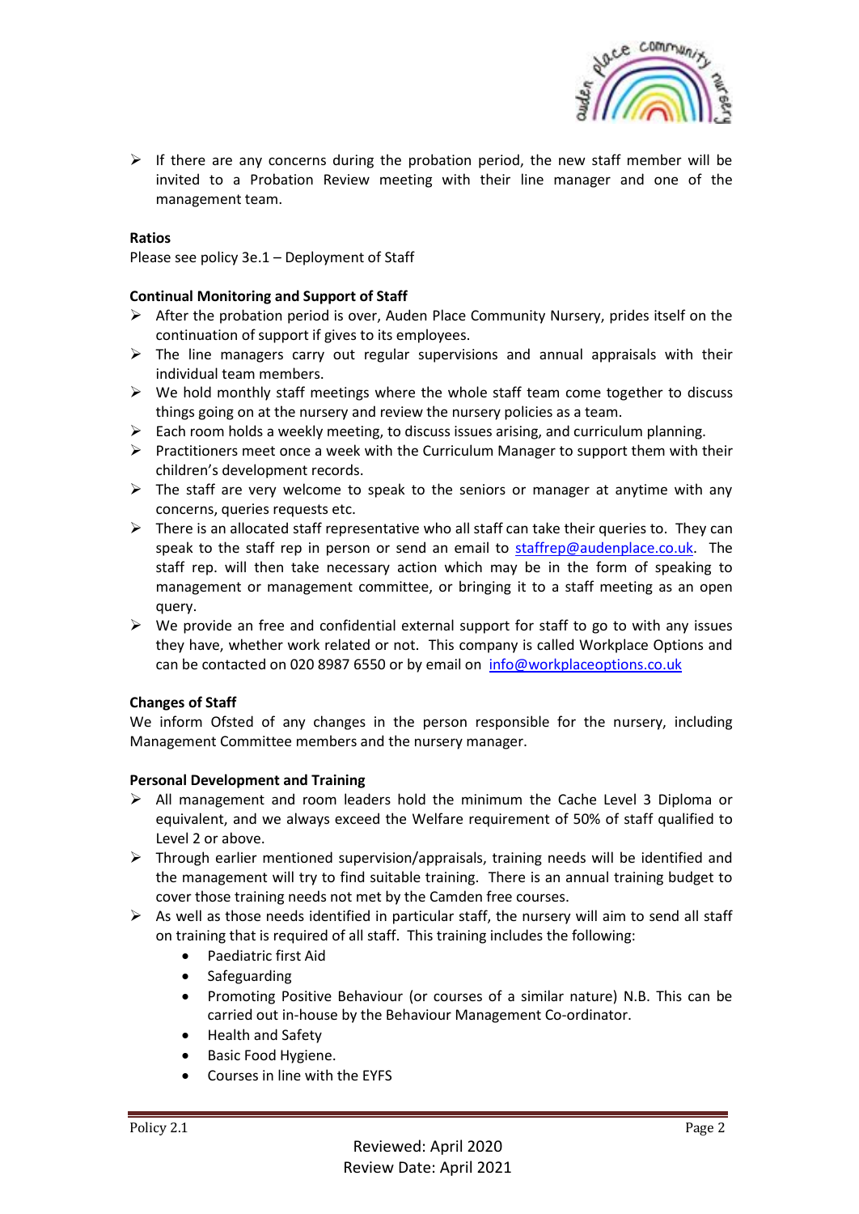- If there are any concerns during the probation period, the new staff member will be invited to a Probation Review meeting with their line manager and one of the management team.

**Ratios**

Please see policy 3e.1 – Deployment of Staff

**Continual Monitoring and Support of Staff**

- After the probation period is over, Auden Place Community Nursery, prides itself on the continuation of support if gives to its employees.
- The line managers carry out regular supervisions and annual appraisals with their individual team members.
- We hold monthly staff meetings where the whole staff team come together to discuss things going on at the nursery and review the nursery policies as a team.
- Each room holds a weekly meeting, to discuss issues arising, and curriculum planning.
- Practitioners meet once a week with the Curriculum Manager to support them with their children's development records.
- The staff are very welcome to speak to the seniors or manager at anytime with any concerns, queries requests etc.
- There is an allocated staff representative who all staff can take their queries to. They can speak to the staff rep in person or send an email to staffrep@audenplace.co.uk. The staff rep. will then take necessary action which may be in the form of speaking to management or management committee, or bringing it to a staff meeting as an open query.
- We provide an free and confidential external support for staff to go to with any issues they have, whether work related or not. This company is called Workplace Options and can be contacted on 020 8987 6550 or by email on info@workplaceoptions.co.uk

**Changes of Staff**

We inform Ofsted of any changes in the person responsible for the nursery, including Management Committee members and the nursery manager.

**Personal Development and Training**

- All management and room leaders hold the minimum the Cache Level 3 Diploma or equivalent, and we always exceed the Welfare requirement of 50% of staff qualified to Level 2 or above.
- Through earlier mentioned supervision/appraisals, training needs will be identified and the management will try to find suitable training. There is an annual training budget to cover those training needs not met by the Camden free courses.
- As well as those needs identified in particular staff, the nursery will aim to send all staff on training that is required of all staff. This training includes the following:
    - Paediatric first Aid
    - Safeguarding
    - Promoting Positive Behaviour (or courses of a similar nature) N.B. This can be carried out in-house by the Behaviour Management Co-ordinator.
    - Health and Safety
    - Basic Food Hygiene.
    - Courses in line with the EYFS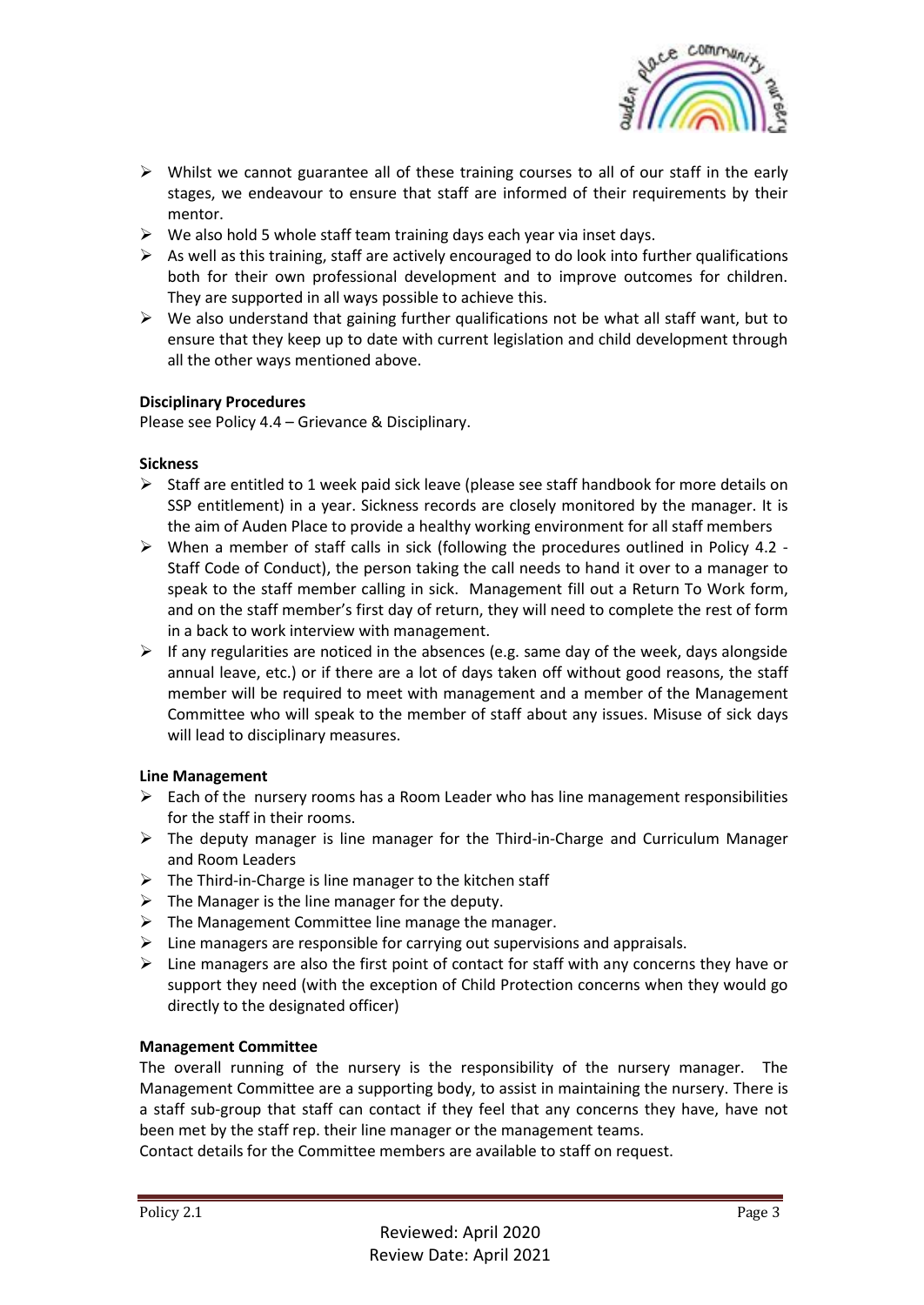- Whilst we cannot guarantee all of these training courses to all of our staff in the early stages, we endeavour to ensure that staff are informed of their requirements by their mentor.
- We also hold 5 whole staff team training days each year via inset days.
- As well as this training, staff are actively encouraged to do look into further qualifications both for their own professional development and to improve outcomes for children. They are supported in all ways possible to achieve this.
- We also understand that gaining further qualifications not be what all staff want, but to ensure that they keep up to date with current legislation and child development through all the other ways mentioned above.

**Disciplinary Procedures**

Please see Policy 4.4 – Grievance & Disciplinary.

**Sickness**

- Staff are entitled to 1 week paid sick leave (please see staff handbook for more details on SSP entitlement) in a year. Sickness records are closely monitored by the manager. It is the aim of Auden Place to provide a healthy working environment for all staff members
- When a member of staff calls in sick (following the procedures outlined in Policy 4.2 - Staff Code of Conduct), the person taking the call needs to hand it over to a manager to speak to the staff member calling in sick. Management fill out a Return To Work form, and on the staff member's first day of return, they will need to complete the rest of form in a back to work interview with management.
- If any regularities are noticed in the absences (e.g. same day of the week, days alongside annual leave, etc.) or if there are a lot of days taken off without good reasons, the staff member will be required to meet with management and a member of the Management Committee who will speak to the member of staff about any issues. Misuse of sick days will lead to disciplinary measures.

**Line Management**

- Each of the nursery rooms has a Room Leader who has line management responsibilities for the staff in their rooms.
- The deputy manager is line manager for the Third-in-Charge and Curriculum Manager and Room Leaders
- The Third-in-Charge is line manager to the kitchen staff
- The Manager is the line manager for the deputy.
- The Management Committee line manage the manager.
- Line managers are responsible for carrying out supervisions and appraisals.
- Line managers are also the first point of contact for staff with any concerns they have or support they need (with the exception of Child Protection concerns when they would go directly to the designated officer)

**Management Committee**

The overall running of the nursery is the responsibility of the nursery manager. The Management Committee are a supporting body, to assist in maintaining the nursery. There is a staff sub-group that staff can contact if they feel that any concerns they have, have not been met by the staff rep. their line manager or the management teams.

Contact details for the Committee members are available to staff on request.